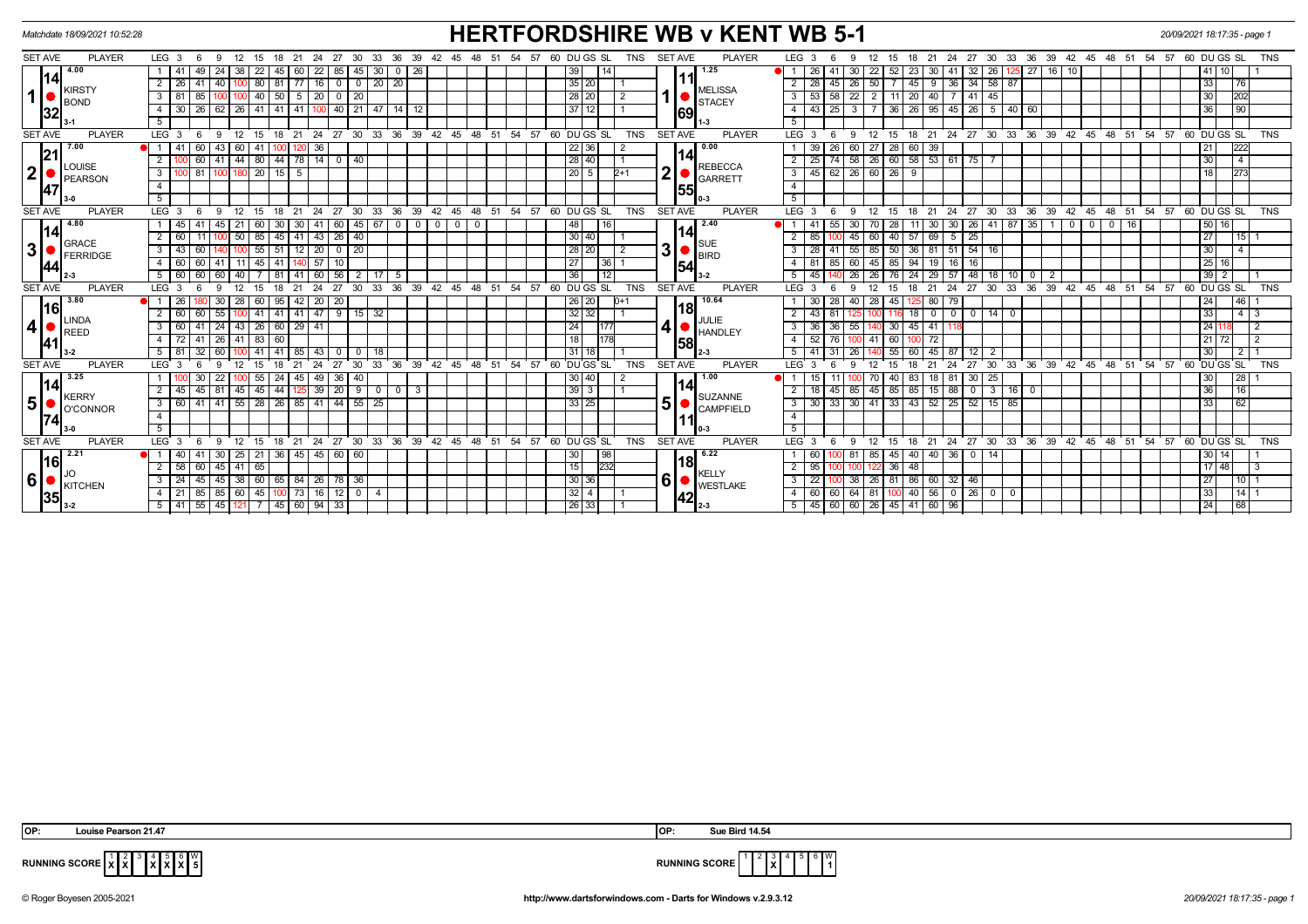# HERTFORDSHIRE WB v KENT WB 5-1

Matchdate 18/09/2021 10:52:28

| SET | AVE | PLAYER | LEG | 3 | 6 | 9 | 12 | 15 | 18 | 21 | 24 | 27 | 30 | 33 | 36 | 39 | 42 | 45 | 48 | 51 | 54 | 57 | 60 | DU | GS | SL | TNS | SET | AVE | PLAYER | LEG | 3 | 6 | 9 | 12 | 15 | 18 | 21 | 24 | 27 | 30 | 33 | 36 | 39 | 42 | 45 | 48 | 51 | 54 | 57 | 60 | DU | GS | SL | TNS |
|---|---|---|---|---|---|---|---|---|---|---|---|---|---|---|---|---|---|---|---|---|---|---|---|---|---|---|---|---|---|---|---|---|---|---|---|---|---|---|---|---|---|---|---|---|---|---|---|---|---|---|---|---|---|---|---|
| 1 | 4.00 / 14 / 32 | KIRSTY BOND 3-1 | 1 | 41 | 49 | 24 | 38 | 22 | 45 | 60 | 22 | 85 | 45 | 30 | 0 | 26 | | | | | | | | 39 | | 14 | | 1 | 1.25 / 11 / 69 | MELISSA STACEY 1-3 | 1 | 26 | 41 | 30 | 22 | 52 | 23 | 30 | 41 | 32 | 26 | 125 | 27 | 16 | 10 | | | | | | | 41 | 10 | | 1 |
| | | | 2 | 26 | 41 | 40 | 100 | 80 | 81 | 77 | 16 | 0 | 0 | 20 | 20 | | | | | | | | | 35 | 20 | | 1 | | | | 2 | 28 | 45 | 26 | 50 | 7 | 45 | 9 | 36 | 34 | 58 | 87 | | | | | | | | | | 33 | | 76 | |
| | | | 3 | 81 | 85 | 100 | 100 | 40 | 50 | 5 | 20 | 0 | 20 | | | | | | | | | | | 28 | 20 | | 2 | | | | 3 | 53 | 58 | 22 | 2 | 11 | 20 | 40 | 7 | 41 | 45 | | | | | | | | | | | 30 | | 202 | |
| | | | 4 | 30 | 26 | 62 | 26 | 41 | 41 | 41 | 100 | 40 | 21 | 47 | 14 | 12 | | | | | | | | 37 | 12 | | 1 | | | | 4 | 43 | 25 | 3 | 7 | 36 | 26 | 95 | 45 | 26 | 5 | 40 | 60 | | | | | | | | | 36 | | 90 | |
| | | | 5 | | | | | | | | | | | | | | | | | | | | | | | | | | | | 5 | | | | | | | | | | | | | | | | | | | | | | | | |
| 2 | 7.00 / 21 / 47 | LOUISE PEARSON 3-0 | 1 | 41 | 60 | 43 | 60 | 41 | 100 | 120 | 36 | | | | | | | | | | | | | 22 | 36 | | 2 | 2 | 0.00 / 14 / 55 | REBECCA GARRETT 0-3 | 1 | 39 | 26 | 60 | 27 | 28 | 60 | 39 | | | | | | | | | | | | | | 21 | | 222 | |
| | | | 2 | 100 | 60 | 41 | 44 | 80 | 44 | 78 | 14 | 0 | 40 | | | | | | | | | | | 28 | 40 | | 1 | | | | 2 | 25 | 74 | 58 | 26 | 60 | 58 | 53 | 61 | 75 | 7 | | | | | | | | | | | 30 | | 4 | |
| | | | 3 | 100 | 81 | 100 | 180 | 20 | 15 | 5 | | | | | | | | | | | | | | 20 | 5 | | 2+1 | | | | 3 | 45 | 62 | 26 | 60 | 26 | 9 | | | | | | | | | | | | | | | 18 | | 273 | |
| | | | 4 | | | | | | | | | | | | | | | | | | | | | | | | | | | | 4 | | | | | | | | | | | | | | | | | | | | | | | | |
| | | | 5 | | | | | | | | | | | | | | | | | | | | | | | | | | | | 5 | | | | | | | | | | | | | | | | | | | | | | | | |
| 3 | 4.80 / 14 / 44 | GRACE FERRIDGE 2-3 | 1 | 45 | 41 | 45 | 21 | 60 | 30 | 30 | 41 | 60 | 45 | 67 | 0 | 0 | 0 | 0 | 0 | | | | | 48 | | 16 | | 3 | 2.40 / 14 / 54 | SUE BIRD 3-2 | 1 | 41 | 55 | 30 | 70 | 28 | 11 | 30 | 30 | 26 | 41 | 87 | 35 | 1 | 0 | 0 | 0 | 16 | | | | 50 | 16 | | |
| | | | 2 | 60 | 11 | 100 | 50 | 85 | 45 | 41 | 43 | 26 | 40 | | | | | | | | | | | 30 | 40 | | 1 | | | | 2 | 85 | 100 | 45 | 60 | 40 | 57 | 69 | 5 | 25 | | | | | | | | | | | | 27 | | 15 | 1 |
| | | | 3 | 43 | 60 | 140 | 100 | 55 | 51 | 12 | 20 | 0 | 20 | | | | | | | | | | | 28 | 20 | | 2 | | | | 3 | 28 | 41 | 55 | 85 | 50 | 36 | 81 | 51 | 54 | 16 | | | | | | | | | | | 30 | | 4 | |
| | | | 4 | 60 | 60 | 41 | 11 | 45 | 41 | 140 | 57 | 10 | | | | | | | | | | | | 27 | | 36 | 1 | | | | 4 | 81 | 85 | 60 | 45 | 85 | 94 | 19 | 16 | 16 | | | | | | | | | | | | 25 | 16 | | |
| | | | 5 | 60 | 60 | 60 | 40 | 7 | 81 | 41 | 60 | 56 | 2 | 17 | 5 | | | | | | | | | 36 | | 12 | | | | | 5 | 45 | 140 | 26 | 26 | 76 | 24 | 29 | 57 | 48 | 18 | 10 | 0 | 2 | | | | | | | | 39 | 2 | | 1 |
| 4 | 3.80 / 16 / 41 | LINDA REED 3-2 | 1 | 26 | 180 | 30 | 28 | 60 | 95 | 42 | 20 | 20 | | | | | | | | | | | | 26 | 20 | | 0+1 | 4 | 10.64 / 18 / 58 | JULIE HANDLEY 2-3 | 1 | 30 | 28 | 40 | 28 | 45 | 125 | 80 | 79 | | | | | | | | | | | | | 24 | | 46 | 1 |
| | | | 2 | 60 | 60 | 55 | 100 | 41 | 41 | 41 | 47 | 9 | 15 | 32 | | | | | | | | | | 32 | 32 | | 1 | | | | 2 | 43 | 81 | 125 | 100 | 116 | 18 | 0 | 0 | 0 | 14 | 0 | | | | | | | | | | 33 | | 4 | 3 |
| | | | 3 | 60 | 41 | 24 | 43 | 26 | 60 | 29 | 41 | | | | | | | | | | | | | 24 | | 177 | | | | | 3 | 36 | 36 | 55 | 140 | 30 | 45 | 41 | 118 | | | | | | | | | | | | | 24 | 118 | | 2 |
| | | | 4 | 72 | 41 | 26 | 41 | 83 | 60 | | | | | | | | | | | | | | | 18 | | 178 | | | | | 4 | 52 | 76 | 100 | 41 | 60 | 100 | 72 | | | | | | | | | | | | | | 21 | 72 | | 2 |
| | | | 5 | 81 | 32 | 60 | 100 | 41 | 41 | 85 | 43 | 0 | 0 | 18 | | | | | | | | | | 31 | 18 | | 1 | | | | 5 | 41 | 31 | 26 | 140 | 55 | 60 | 45 | 87 | 12 | 2 | | | | | | | | | | | 30 | | 2 | 1 |
| 5 | 3.25 / 14 / 74 | KERRY O'CONNOR 3-0 | 1 | 100 | 30 | 22 | 100 | 55 | 24 | 45 | 49 | 36 | 40 | | | | | | | | | | | 30 | 40 | | 2 | 5 | 1.00 / 14 / 11 | SUZANNE CAMPFIELD 0-3 | 1 | 15 | 11 | 100 | 70 | 40 | 83 | 18 | 81 | 30 | 25 | | | | | | | | | | | 30 | | 28 | 1 |
| | | | 2 | 45 | 45 | 81 | 45 | 45 | 44 | 125 | 39 | 20 | 9 | 0 | 0 | 3 | | | | | | | | 39 | 3 | | 1 | | | | 2 | 18 | 45 | 85 | 45 | 85 | 85 | 15 | 88 | 0 | 3 | 16 | 0 | | | | | | | | | 36 | | 16 | |
| | | | 3 | 60 | 41 | 41 | 55 | 28 | 26 | 85 | 41 | 44 | 55 | 25 | | | | | | | | | | 33 | 25 | | | | | | 3 | 30 | 33 | 30 | 41 | 33 | 43 | 52 | 25 | 52 | 15 | 85 | | | | | | | | | | 33 | | 62 | |
| | | | 4 | | | | | | | | | | | | | | | | | | | | | | | | | | | | 4 | | | | | | | | | | | | | | | | | | | | | | | | |
| | | | 5 | | | | | | | | | | | | | | | | | | | | | | | | | | | | 5 | | | | | | | | | | | | | | | | | | | | | | | | |
| 6 | 2.21 / 16 / 35 | JO KITCHEN 3-2 | 1 | 40 | 41 | 30 | 25 | 21 | 36 | 45 | 45 | 60 | 60 | | | | | | | | | | | 30 | | 98 | | 6 | 6.22 / 18 / 42 | KELLY WESTLAKE 2-3 | 1 | 60 | 100 | 81 | 85 | 45 | 40 | 40 | 36 | 0 | 14 | | | | | | | | | | | 30 | 14 | | 1 |
| | | | 2 | 58 | 60 | 45 | 41 | 65 | | | | | | | | | | | | | | | | 15 | | 232 | | | | | 2 | 95 | 100 | 100 | 122 | 36 | 48 | | | | | | | | | | | | | | | 17 | 48 | | 3 |
| | | | 3 | 24 | 45 | 45 | 38 | 60 | 65 | 84 | 26 | 78 | 36 | | | | | | | | | | | 30 | 36 | | | | | | 3 | 22 | 100 | 38 | 26 | 81 | 86 | 60 | 32 | 46 | | | | | | | | | | | | 27 | | 10 | 1 |
| | | | 4 | 21 | 85 | 85 | 60 | 45 | 100 | 73 | 16 | 12 | 0 | 4 | | | | | | | | | | 32 | 4 | | 1 | | | | 4 | 60 | 60 | 64 | 81 | 100 | 40 | 56 | 0 | 26 | 0 | 0 | | | | | | | | | | 33 | | 14 | 1 |
| | | | 5 | 41 | 55 | 45 | 121 | 7 | 45 | 60 | 94 | 33 | | | | | | | | | | | | 26 | 33 | | 1 | | | | 5 | 45 | 60 | 60 | 26 | 45 | 41 | 60 | 96 | | | | | | | | | | | | | 24 | | 68 | |

OP: Louise Pearson 21.47

OP: Sue Bird 14.54

RUNNING SCORE

| | 1 | 2 | 3 | 4 | 5 | 6 | W |
|---|---|---|---|---|---|---|---|
| HERTFORDSHIRE WB | X | X | | X | X | X | 5 |
| KENT WB | | | X | | | | 1 |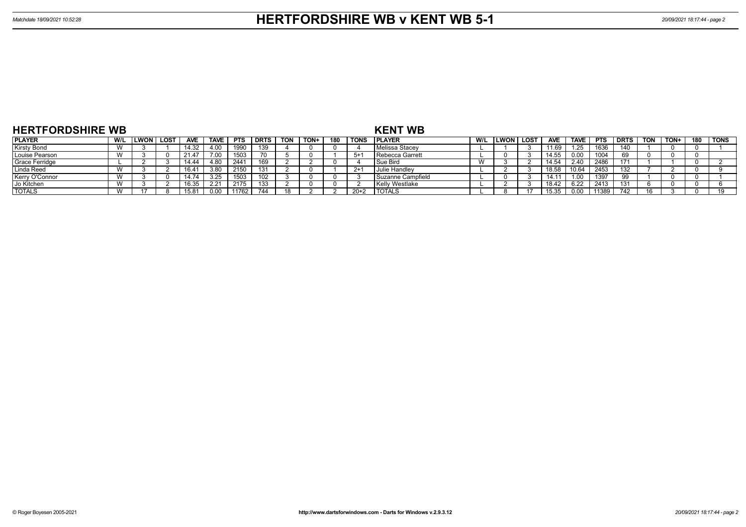# HERTFORDSHIRE WB v KENT WB 5-1

Matchdate 18/09/2021 10:52:28

## HERTFORDSHIRE WB

| PLAYER | W/L | LWON | LOST | AVE | TAVE | PTS | DRTS | TON | TON+ | 180 | TONS |
|---|---|---|---|---|---|---|---|---|---|---|---|
| Kirsty Bond | W | 3 | 1 | 14.32 | 4.00 | 1990 | 139 | 4 | 0 | 0 | 4 |
| Louise Pearson | W | 3 | 0 | 21.47 | 7.00 | 1503 | 70 | 5 | 0 | 1 | 5+1 |
| Grace Ferridge | L | 2 | 3 | 14.44 | 4.80 | 2441 | 169 | 2 | 2 | 0 | 4 |
| Linda Reed | W | 3 | 2 | 16.41 | 3.80 | 2150 | 131 | 2 | 0 | 1 | 2+1 |
| Kerry O'Connor | W | 3 | 0 | 14.74 | 3.25 | 1503 | 102 | 3 | 0 | 0 | 3 |
| Jo Kitchen | W | 3 | 2 | 16.35 | 2.21 | 2175 | 133 | 2 | 0 | 0 | 2 |
| TOTALS | W | 17 | 8 | 15.81 | 0.00 | 11762 | 744 | 18 | 2 | 2 | 20+2 |

## KENT WB

| PLAYER | W/L | LWON | LOST | AVE | TAVE | PTS | DRTS | TON | TON+ | 180 | TONS |
|---|---|---|---|---|---|---|---|---|---|---|---|
| Melissa Stacey | L | 1 | 3 | 11.69 | 1.25 | 1636 | 140 | 1 | 0 | 0 | 1 |
| Rebecca Garrett | L | 0 | 3 | 14.55 | 0.00 | 1004 | 69 | 0 | 0 | 0 | |
| Sue Bird | W | 3 | 2 | 14.54 | 2.40 | 2486 | 171 | 1 | 1 | 0 | 2 |
| Julie Handley | L | 2 | 3 | 18.58 | 10.64 | 2453 | 132 | 7 | 2 | 0 | 9 |
| Suzanne Campfield | L | 0 | 3 | 14.11 | 1.00 | 1397 | 99 | 1 | 0 | 0 | 1 |
| Kelly Westlake | L | 2 | 3 | 18.42 | 6.22 | 2413 | 131 | 6 | 0 | 0 | 6 |
| TOTALS | L | 8 | 17 | 15.35 | 0.00 | 11389 | 742 | 16 | 3 | 0 | 19 |